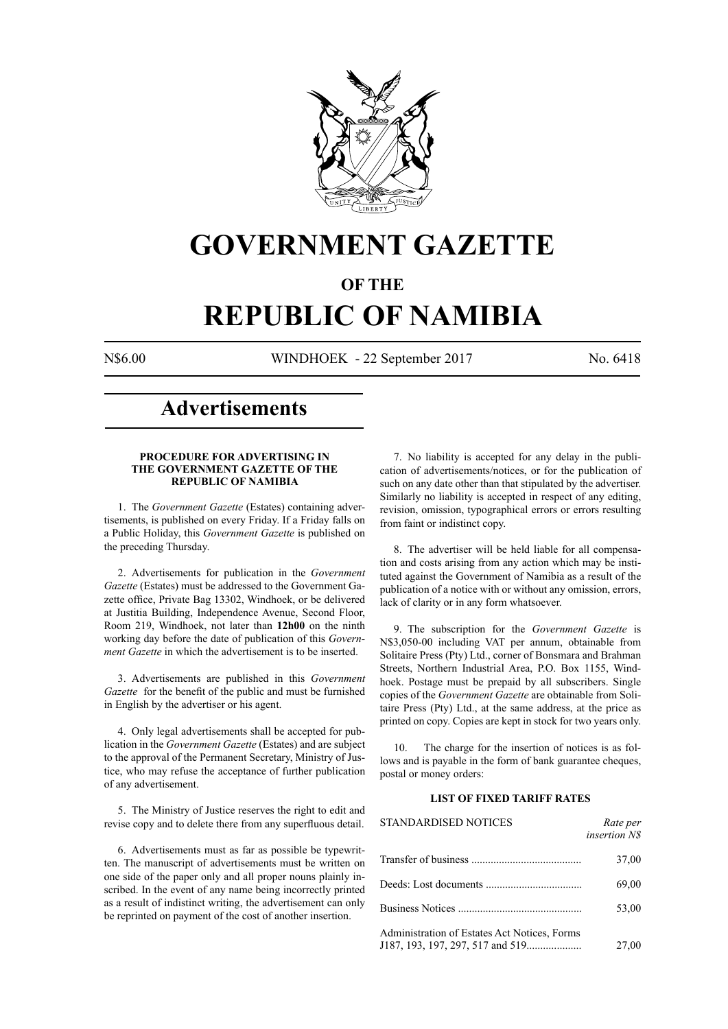# GOVERNMENT GAZETTE

## OF THE

# REPUBLIC OF NAMIBIA

N$6.00 WINDHOEK - 22 September 2017 No. 6418

## Advertisements

### PROCEDURE FOR ADVERTISING IN THE GOVERNMENT GAZETTE OF THE REPUBLIC OF NAMIBIA

1. The *Government Gazette* (Estates) containing advertisements, is published on every Friday. If a Friday falls on a Public Holiday, this *Government Gazette* is published on the preceding Thursday.

2. Advertisements for publication in the *Government Gazette* (Estates) must be addressed to the Government Gazette office, Private Bag 13302, Windhoek, or be delivered at Justitia Building, Independence Avenue, Second Floor, Room 219, Windhoek, not later than **12h00** on the ninth working day before the date of publication of this *Government Gazette* in which the advertisement is to be inserted.

3. Advertisements are published in this *Government Gazette* for the benefit of the public and must be furnished in English by the advertiser or his agent.

4. Only legal advertisements shall be accepted for publication in the *Government Gazette* (Estates) and are subject to the approval of the Permanent Secretary, Ministry of Justice, who may refuse the acceptance of further publication of any advertisement.

5. The Ministry of Justice reserves the right to edit and revise copy and to delete there from any superfluous detail.

6. Advertisements must as far as possible be typewritten. The manuscript of advertisements must be written on one side of the paper only and all proper nouns plainly inscribed. In the event of any name being incorrectly printed as a result of indistinct writing, the advertisement can only be reprinted on payment of the cost of another insertion.

7. No liability is accepted for any delay in the publication of advertisements/notices, or for the publication of such on any date other than that stipulated by the advertiser. Similarly no liability is accepted in respect of any editing, revision, omission, typographical errors or errors resulting from faint or indistinct copy.

8. The advertiser will be held liable for all compensation and costs arising from any action which may be instituted against the Government of Namibia as a result of the publication of a notice with or without any omission, errors, lack of clarity or in any form whatsoever.

9. The subscription for the *Government Gazette* is N$3,050-00 including VAT per annum, obtainable from Solitaire Press (Pty) Ltd., corner of Bonsmara and Brahman Streets, Northern Industrial Area, P.O. Box 1155, Windhoek. Postage must be prepaid by all subscribers. Single copies of the *Government Gazette* are obtainable from Solitaire Press (Pty) Ltd., at the same address, at the price as printed on copy. Copies are kept in stock for two years only.

10. The charge for the insertion of notices is as follows and is payable in the form of bank guarantee cheques, postal or money orders:

### LIST OF FIXED TARIFF RATES

| STANDARDISED NOTICES | *Rate per insertion N$* |
|---|---|
| Transfer of business | 37,00 |
| Deeds: Lost documents | 69,00 |
| Business Notices | 53,00 |
| Administration of Estates Act Notices, Forms J187, 193, 197, 297, 517 and 519 | 27,00 |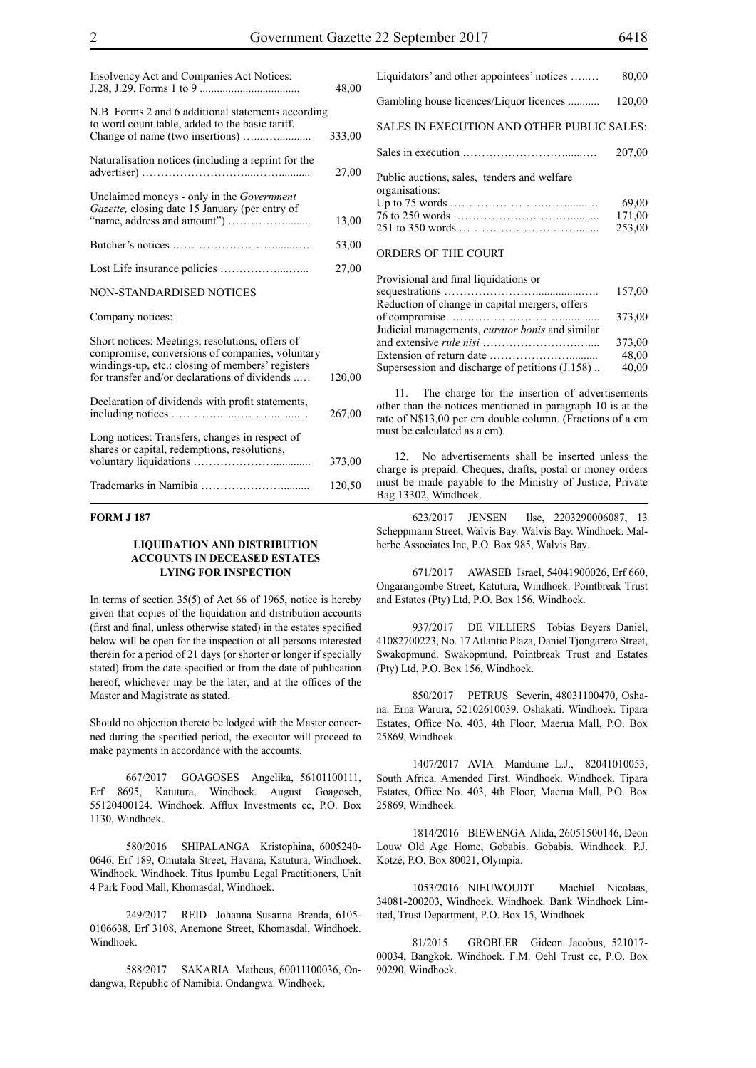| | |
|---|---|
| Insolvency Act and Companies Act Notices: J.28, J.29. Forms 1 to 9 | 48,00 |
| N.B. Forms 2 and 6 additional statements according to word count table, added to the basic tariff. Change of name (two insertions) | 333,00 |
| Naturalisation notices (including a reprint for the advertiser) | 27,00 |
| Unclaimed moneys - only in the *Government Gazette,* closing date 15 January (per entry of "name, address and amount") | 13,00 |
| Butcher's notices | 53,00 |
| Lost Life insurance policies | 27,00 |

NON-STANDARDISED NOTICES

Company notices:

| | |
|---|---|
| Short notices: Meetings, resolutions, offers of compromise, conversions of companies, voluntary windings-up, etc.: closing of members' registers for transfer and/or declarations of dividends | 120,00 |
| Declaration of dividends with profit statements, including notices | 267,00 |
| Long notices: Transfers, changes in respect of shares or capital, redemptions, resolutions, voluntary liquidations | 373,00 |
| Trademarks in Namibia | 120,50 |
| Liquidators' and other appointees' notices | 80,00 |
| Gambling house licences/Liquor licences | 120,00 |

SALES IN EXECUTION AND OTHER PUBLIC SALES:

| | |
|---|---|
| Sales in execution | 207,00 |
| Public auctions, sales, tenders and welfare organisations: | |
| Up to 75 words | 69,00 |
| 76 to 250 words | 171,00 |
| 251 to 350 words | 253,00 |

ORDERS OF THE COURT

| | |
|---|---|
| Provisional and final liquidations or sequestrations | 157,00 |
| Reduction of change in capital mergers, offers of compromise | 373,00 |
| Judicial managements, *curator bonis* and similar and extensive *rule nisi* | 373,00 |
| Extension of return date | 48,00 |
| Supersession and discharge of petitions (J.158) | 40,00 |

11. The charge for the insertion of advertisements other than the notices mentioned in paragraph 10 is at the rate of N$13,00 per cm double column. (Fractions of a cm must be calculated as a cm).

12. No advertisements shall be inserted unless the charge is prepaid. Cheques, drafts, postal or money orders must be made payable to the Ministry of Justice, Private Bag 13302, Windhoek.

**FORM J 187**

**LIQUIDATION AND DISTRIBUTION ACCOUNTS IN DECEASED ESTATES LYING FOR INSPECTION**

In terms of section 35(5) of Act 66 of 1965, notice is hereby given that copies of the liquidation and distribution accounts (first and final, unless otherwise stated) in the estates specified below will be open for the inspection of all persons interested therein for a period of 21 days (or shorter or longer if specially stated) from the date specified or from the date of publication hereof, whichever may be the later, and at the offices of the Master and Magistrate as stated.

Should no objection thereto be lodged with the Master concerned during the specified period, the executor will proceed to make payments in accordance with the accounts.

667/2017 GOAGOSES Angelika, 56101100111, Erf 8695, Katutura, Windhoek. August Goagoseb, 55120400124. Windhoek. Afflux Investments cc, P.O. Box 1130, Windhoek.

580/2016 SHIPALANGA Kristophina, 6005240-0646, Erf 189, Omutala Street, Havana, Katutura, Windhoek. Windhoek. Windhoek. Titus Ipumbu Legal Practitioners, Unit 4 Park Food Mall, Khomasdal, Windhoek.

249/2017 REID Johanna Susanna Brenda, 6105-0106638, Erf 3108, Anemone Street, Khomasdal, Windhoek. Windhoek.

588/2017 SAKARIA Matheus, 60011100036, Ondangwa, Republic of Namibia. Ondangwa. Windhoek.

623/2017 JENSEN Ilse, 2203290006087, 13 Scheppmann Street, Walvis Bay. Walvis Bay. Windhoek. Malherbe Associates Inc, P.O. Box 985, Walvis Bay.

671/2017 AWASEB Israel, 54041900026, Erf 660, Ongarangombe Street, Katutura, Windhoek. Pointbreak Trust and Estates (Pty) Ltd, P.O. Box 156, Windhoek.

937/2017 DE VILLIERS Tobias Beyers Daniel, 41082700223, No. 17 Atlantic Plaza, Daniel Tjongarero Street, Swakopmund. Swakopmund. Pointbreak Trust and Estates (Pty) Ltd, P.O. Box 156, Windhoek.

850/2017 PETRUS Severin, 48031100470, Oshana. Erna Warura, 52102610039. Oshakati. Windhoek. Tipara Estates, Office No. 403, 4th Floor, Maerua Mall, P.O. Box 25869, Windhoek.

1407/2017 AVIA Mandume L.J., 82041010053, South Africa. Amended First. Windhoek. Windhoek. Tipara Estates, Office No. 403, 4th Floor, Maerua Mall, P.O. Box 25869, Windhoek.

1814/2016 BIEWENGA Alida, 26051500146, Deon Louw Old Age Home, Gobabis. Gobabis. Windhoek. P.J. Kotzé, P.O. Box 80021, Olympia.

1053/2016 NIEUWOUDT Machiel Nicolaas, 34081-200203, Windhoek. Windhoek. Bank Windhoek Limited, Trust Department, P.O. Box 15, Windhoek.

81/2015 GROBLER Gideon Jacobus, 521017-00034, Bangkok. Windhoek. F.M. Oehl Trust cc, P.O. Box 90290, Windhoek.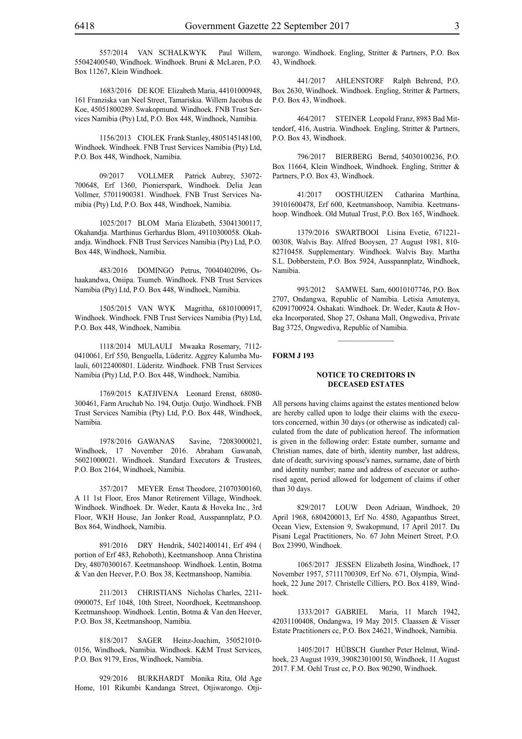557/2014 VAN SCHALKWYK Paul Willem, 55042400540, Windhoek. Windhoek. Bruni & McLaren, P.O. Box 11267, Klein Windhoek.

1683/2016 DE KOE Elizabeth Maria, 44101000948, 161 Franziska van Neel Street, Tamariskia. Willem Jacobus de Koe, 45051800289. Swakopmund. Windhoek. FNB Trust Services Namibia (Pty) Ltd, P.O. Box 448, Windhoek, Namibia.

1156/2013 CIOLEK Frank Stanley, 4805145148100, Windhoek. Windhoek. FNB Trust Services Namibia (Pty) Ltd, P.O. Box 448, Windhoek, Namibia.

09/2017 VOLLMER Patrick Aubrey, 53072-700648, Erf 1360, Pionierspark, Windhoek. Delia Jean Vollmer, 57011900381. Windhoek. FNB Trust Services Namibia (Pty) Ltd, P.O. Box 448, Windhoek, Namibia.

1025/2017 BLOM Maria Elizabeth, 53041300117, Okahandja. Marthinus Gerhardus Blom, 49110300058. Okahandja. Windhoek. FNB Trust Services Namibia (Pty) Ltd, P.O. Box 448, Windhoek, Namibia.

483/2016 DOMINGO Petrus, 70040402096, Oshaakandwa, Oniipa. Tsumeb. Windhoek. FNB Trust Services Namibia (Pty) Ltd, P.O. Box 448, Windhoek, Namibia.

1505/2015 VAN WYK Magritha, 68101000917, Windhoek. Windhoek. FNB Trust Services Namibia (Pty) Ltd, P.O. Box 448, Windhoek, Namibia.

1118/2014 MULAULI Mwaaka Rosemary, 7112-0410061, Erf 550, Benguella, Lüderitz. Aggrey Kalumba Mulauli, 60122400801. Lüderitz. Windhoek. FNB Trust Services Namibia (Pty) Ltd, P.O. Box 448, Windhoek, Namibia.

1769/2015 KATJIVENA Leonard Erenst, 68080-300461, Farm Aruchab No. 194, Outjo. Outjo. Windhoek. FNB Trust Services Namibia (Pty) Ltd, P.O. Box 448, Windhoek, Namibia.

1978/2016 GAWANAS Savine, 72083000021, Windhoek, 17 November 2016. Abraham Gawanab, 56021000021. Windhoek. Standard Executors & Trustees, P.O. Box 2164, Windhoek, Namibia.

357/2017 MEYER Ernst Theodore, 21070300160, A 11 1st Floor, Eros Manor Retirement Village, Windhoek. Windhoek. Windhoek. Dr. Weder, Kauta & Hoveka Inc., 3rd Floor, WKH House, Jan Jonker Road, Ausspannplatz, P.O. Box 864, Windhoek, Namibia.

891/2016 DRY Hendrik, 54021400141, Erf 494 ( portion of Erf 483, Rehoboth), Keetmanshoop. Anna Christina Dry, 48070300167. Keetmanshoop. Windhoek. Lentin, Botma & Van den Heever, P.O. Box 38, Keetmanshoop, Namibia.

211/2013 CHRISTIANS Nicholas Charles, 2211-0900075, Erf 1048, 10th Street, Noordhoek, Keetmanshoop. Keetmanshoop. Windhoek. Lentin, Botma & Van den Heever, P.O. Box 38, Keetmanshoop, Namibia.

818/2017 SAGER Heinz-Joachim, 350521010-0156, Windhoek, Namibia. Windhoek. K&M Trust Services, P.O. Box 9179, Eros, Windhoek, Namibia.

929/2016 BURKHARDT Monika Rita, Old Age Home, 101 Rikumbi Kandanga Street, Otjiwarongo. Otjiwarongo. Windhoek. Engling, Stritter & Partners, P.O. Box 43, Windhoek.

441/2017 AHLENSTORF Ralph Behrend, P.O. Box 2630, Windhoek. Windhoek. Engling, Stritter & Partners, P.O. Box 43, Windhoek.

464/2017 STEINER Leopold Franz, 8983 Bad Mittendorf, 416, Austria. Windhoek. Engling, Stritter & Partners, P.O. Box 43, Windhoek.

796/2017 BIERBERG Bernd, 54030100236, P.O. Box 11664, Klein Windhoek, Windhoek. Engling, Stritter & Partners, P.O. Box 43, Windhoek.

41/2017 OOSTHUIZEN Catharina Marthina, 39101600478, Erf 600, Keetmanshoop, Namibia. Keetmanshoop. Windhoek. Old Mutual Trust, P.O. Box 165, Windhoek.

1379/2016 SWARTBOOI Lisina Evetie, 671221-00308, Walvis Bay. Alfred Booysen, 27 August 1981, 810-82710458. Supplementary. Windhoek. Walvis Bay. Martha S.L. Dobberstein, P.O. Box 5924, Ausspannplatz, Windhoek, Namibia.

993/2012 SAMWEL Sam, 60010107746, P.O. Box 2707, Ondangwa, Republic of Namibia. Letisia Amutenya, 62091700924. Oshakati. Windhoek. Dr. Weder, Kauta & Hoveka Incorporated, Shop 27, Oshana Mall, Ongwediva, Private Bag 3725, Ongwediva, Republic of Namibia.

---

**FORM J 193**

**NOTICE TO CREDITORS IN DECEASED ESTATES**

All persons having claims against the estates mentioned below are hereby called upon to lodge their claims with the executors concerned, within 30 days (or otherwise as indicated) calculated from the date of publication hereof. The information is given in the following order: Estate number, surname and Christian names, date of birth, identity number, last address, date of death; surviving spouse's names, surname, date of birth and identity number; name and address of executor or authorised agent, period allowed for lodgement of claims if other than 30 days.

829/2017 LOUW Deon Adriaan, Windhoek, 20 April 1968, 6804200013, Erf No. 4580, Agapanthus Street, Ocean View, Extension 9, Swakopmund, 17 April 2017. Du Pisani Legal Practitioners, No. 67 John Meinert Street, P.O. Box 23990, Windhoek.

1065/2017 JESSEN Elizabeth Josina, Windhoek, 17 November 1957, 57111700309, Erf No. 671, Olympia, Windhoek, 22 June 2017. Christelle Cilliers, P.O. Box 4189, Windhoek.

1333/2017 GABRIEL Maria, 11 March 1942, 42031100408, Ondangwa, 19 May 2015. Claassen & Visser Estate Practitioners cc, P.O. Box 24621, Windhoek, Namibia.

1405/2017 HÜBSCH Gunther Peter Helmut, Windhoek, 23 August 1939, 3908230100150, Windhoek, 11 August 2017. F.M. Oehl Trust cc, P.O. Box 90290, Windhoek.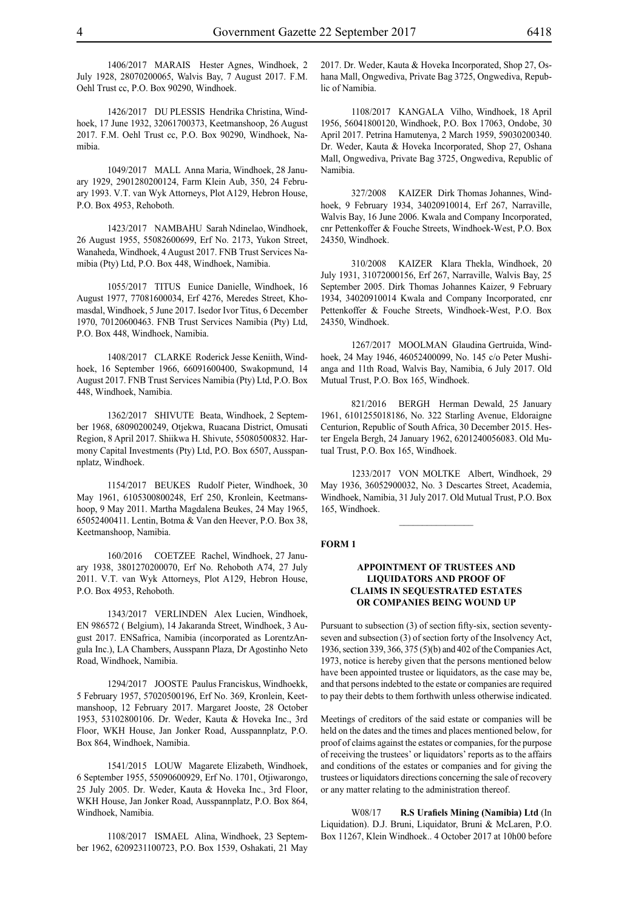1406/2017 MARAIS Hester Agnes, Windhoek, 2 July 1928, 28070200065, Walvis Bay, 7 August 2017. F.M. Oehl Trust cc, P.O. Box 90290, Windhoek.

1426/2017 DU PLESSIS Hendrika Christina, Windhoek, 17 June 1932, 32061700373, Keetmanshoop, 26 August 2017. F.M. Oehl Trust cc, P.O. Box 90290, Windhoek, Namibia.

1049/2017 MALL Anna Maria, Windhoek, 28 January 1929, 2901280200124, Farm Klein Aub, 350, 24 February 1993. V.T. van Wyk Attorneys, Plot A129, Hebron House, P.O. Box 4953, Rehoboth.

1423/2017 NAMBAHU Sarah Ndinelao, Windhoek, 26 August 1955, 55082600699, Erf No. 2173, Yukon Street, Wanaheda, Windhoek, 4 August 2017. FNB Trust Services Namibia (Pty) Ltd, P.O. Box 448, Windhoek, Namibia.

1055/2017 TITUS Eunice Danielle, Windhoek, 16 August 1977, 77081600034, Erf 4276, Meredes Street, Khomasdal, Windhoek, 5 June 2017. Isedor Ivor Titus, 6 December 1970, 70120600463. FNB Trust Services Namibia (Pty) Ltd, P.O. Box 448, Windhoek, Namibia.

1408/2017 CLARKE Roderick Jesse Keniith, Windhoek, 16 September 1966, 66091600400, Swakopmund, 14 August 2017. FNB Trust Services Namibia (Pty) Ltd, P.O. Box 448, Windhoek, Namibia.

1362/2017 SHIVUTE Beata, Windhoek, 2 September 1968, 68090200249, Otjekwa, Ruacana District, Omusati Region, 8 April 2017. Shiikwa H. Shivute, 55080500832. Harmony Capital Investments (Pty) Ltd, P.O. Box 6507, Ausspannplatz, Windhoek.

1154/2017 BEUKES Rudolf Pieter, Windhoek, 30 May 1961, 6105300800248, Erf 250, Kronlein, Keetmanshoop, 9 May 2011. Martha Magdalena Beukes, 24 May 1965, 65052400411. Lentin, Botma & Van den Heever, P.O. Box 38, Keetmanshoop, Namibia.

160/2016 COETZEE Rachel, Windhoek, 27 January 1938, 3801270200070, Erf No. Rehoboth A74, 27 July 2011. V.T. van Wyk Attorneys, Plot A129, Hebron House, P.O. Box 4953, Rehoboth.

1343/2017 VERLINDEN Alex Lucien, Windhoek, EN 986572 ( Belgium), 14 Jakaranda Street, Windhoek, 3 August 2017. ENSafrica, Namibia (incorporated as LorentzAngula Inc.), LA Chambers, Ausspann Plaza, Dr Agostinho Neto Road, Windhoek, Namibia.

1294/2017 JOOSTE Paulus Franciskus, Windhoekk, 5 February 1957, 57020500196, Erf No. 369, Kronlein, Keetmanshoop, 12 February 2017. Margaret Jooste, 28 October 1953, 53102800106. Dr. Weder, Kauta & Hoveka Inc., 3rd Floor, WKH House, Jan Jonker Road, Ausspannplatz, P.O. Box 864, Windhoek, Namibia.

1541/2015 LOUW Magarete Elizabeth, Windhoek, 6 September 1955, 55090600929, Erf No. 1701, Otjiwarongo, 25 July 2005. Dr. Weder, Kauta & Hoveka Inc., 3rd Floor, WKH House, Jan Jonker Road, Ausspannplatz, P.O. Box 864, Windhoek, Namibia.

1108/2017 ISMAEL Alina, Windhoek, 23 September 1962, 6209231100723, P.O. Box 1539, Oshakati, 21 May 2017. Dr. Weder, Kauta & Hoveka Incorporated, Shop 27, Oshana Mall, Ongwediva, Private Bag 3725, Ongwediva, Republic of Namibia.

1108/2017 KANGALA Vilho, Windhoek, 18 April 1956, 56041800120, Windhoek, P.O. Box 17063, Ondobe, 30 April 2017. Petrina Hamutenya, 2 March 1959, 59030200340. Dr. Weder, Kauta & Hoveka Incorporated, Shop 27, Oshana Mall, Ongwediva, Private Bag 3725, Ongwediva, Republic of Namibia.

327/2008 KAIZER Dirk Thomas Johannes, Windhoek, 9 February 1934, 34020910014, Erf 267, Narraville, Walvis Bay, 16 June 2006. Kwala and Company Incorporated, cnr Pettenkoffer & Fouche Streets, Windhoek-West, P.O. Box 24350, Windhoek.

310/2008 KAIZER Klara Thekla, Windhoek, 20 July 1931, 31072000156, Erf 267, Narraville, Walvis Bay, 25 September 2005. Dirk Thomas Johannes Kaizer, 9 February 1934, 34020910014 Kwala and Company Incorporated, cnr Pettenkoffer & Fouche Streets, Windhoek-West, P.O. Box 24350, Windhoek.

1267/2017 MOOLMAN Glaudina Gertruida, Windhoek, 24 May 1946, 46052400099, No. 145 c/o Peter Mushianga and 11th Road, Walvis Bay, Namibia, 6 July 2017. Old Mutual Trust, P.O. Box 165, Windhoek.

821/2016 BERGH Herman Dewald, 25 January 1961, 6101255018186, No. 322 Starling Avenue, Eldoraigne Centurion, Republic of South Africa, 30 December 2015. Hester Engela Bergh, 24 January 1962, 6201240056083. Old Mutual Trust, P.O. Box 165, Windhoek.

1233/2017 VON MOLTKE Albert, Windhoek, 29 May 1936, 36052900032, No. 3 Descartes Street, Academia, Windhoek, Namibia, 31 July 2017. Old Mutual Trust, P.O. Box 165, Windhoek.

---

**FORM 1**

### APPOINTMENT OF TRUSTEES AND LIQUIDATORS AND PROOF OF CLAIMS IN SEQUESTRATED ESTATES OR COMPANIES BEING WOUND UP

Pursuant to subsection (3) of section fifty-six, section seventy-seven and subsection (3) of section forty of the Insolvency Act, 1936, section 339, 366, 375 (5)(b) and 402 of the Companies Act, 1973, notice is hereby given that the persons mentioned below have been appointed trustee or liquidators, as the case may be, and that persons indebted to the estate or companies are required to pay their debts to them forthwith unless otherwise indicated.

Meetings of creditors of the said estate or companies will be held on the dates and the times and places mentioned below, for proof of claims against the estates or companies, for the purpose of receiving the trustees' or liquidators' reports as to the affairs and conditions of the estates or companies and for giving the trustees or liquidators directions concerning the sale of recovery or any matter relating to the administration thereof.

W08/17 **R.S Urafiels Mining (Namibia) Ltd** (In Liquidation). D.J. Bruni, Liquidator, Bruni & McLaren, P.O. Box 11267, Klein Windhoek.. 4 October 2017 at 10h00 before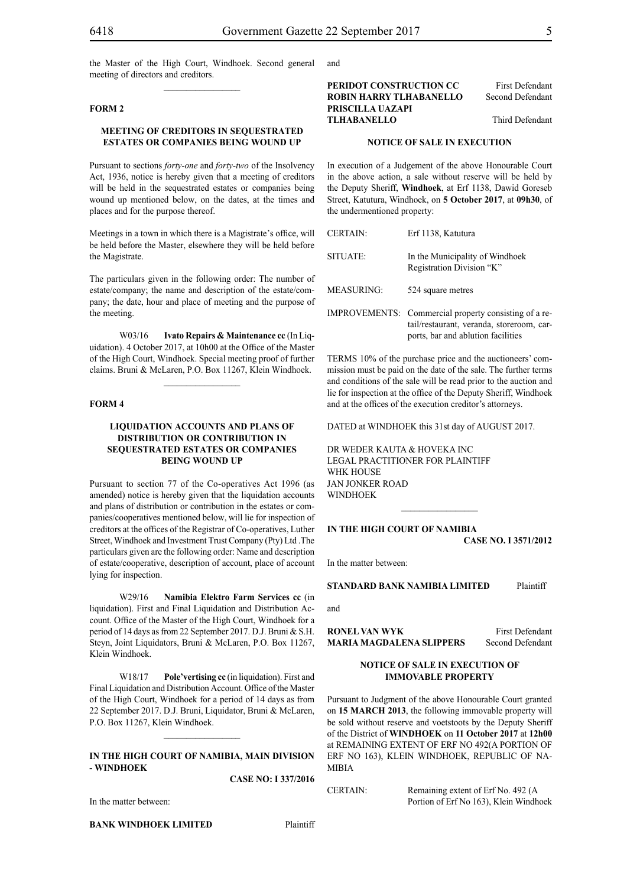the Master of the High Court, Windhoek. Second general meeting of directors and creditors.

---

**FORM 2**

**MEETING OF CREDITORS IN SEQUESTRATED ESTATES OR COMPANIES BEING WOUND UP**

Pursuant to sections *forty-one* and *forty-two* of the Insolvency Act, 1936, notice is hereby given that a meeting of creditors will be held in the sequestrated estates or companies being wound up mentioned below, on the dates, at the times and places and for the purpose thereof.

Meetings in a town in which there is a Magistrate's office, will be held before the Master, elsewhere they will be held before the Magistrate.

The particulars given in the following order: The number of estate/company; the name and description of the estate/company; the date, hour and place of meeting and the purpose of the meeting.

W03/16 **Ivato Repairs & Maintenance cc** (In Liquidation). 4 October 2017, at 10h00 at the Office of the Master of the High Court, Windhoek. Special meeting proof of further claims. Bruni & McLaren, P.O. Box 11267, Klein Windhoek.

---

**FORM 4**

**LIQUIDATION ACCOUNTS AND PLANS OF DISTRIBUTION OR CONTRIBUTION IN SEQUESTRATED ESTATES OR COMPANIES BEING WOUND UP**

Pursuant to section 77 of the Co-operatives Act 1996 (as amended) notice is hereby given that the liquidation accounts and plans of distribution or contribution in the estates or companies/cooperatives mentioned below, will lie for inspection of creditors at the offices of the Registrar of Co-operatives, Luther Street, Windhoek and Investment Trust Company (Pty) Ltd .The particulars given are the following order: Name and description of estate/cooperative, description of account, place of account lying for inspection.

W29/16 **Namibia Elektro Farm Services cc** (in liquidation). First and Final Liquidation and Distribution Account. Office of the Master of the High Court, Windhoek for a period of 14 days as from 22 September 2017. D.J. Bruni & S.H. Steyn, Joint Liquidators, Bruni & McLaren, P.O. Box 11267, Klein Windhoek.

W18/17 **Pole'vertising cc** (in liquidation). First and Final Liquidation and Distribution Account. Office of the Master of the High Court, Windhoek for a period of 14 days as from 22 September 2017. D.J. Bruni, Liquidator, Bruni & McLaren, P.O. Box 11267, Klein Windhoek.

---

**IN THE HIGH COURT OF NAMIBIA, MAIN DIVISION - WINDHOEK**

**CASE NO: I 337/2016**

In the matter between:

**BANK WINDHOEK LIMITED** Plaintiff

and

**PERIDOT CONSTRUCTION CC** First Defendant
**ROBIN HARRY TLHABANELLO** Second Defendant
**PRISCILLA UAZAPI TLHABANELLO** Third Defendant

**NOTICE OF SALE IN EXECUTION**

In execution of a Judgement of the above Honourable Court in the above action, a sale without reserve will be held by the Deputy Sheriff, **Windhoek**, at Erf 1138, Dawid Goreseb Street, Katutura, Windhoek, on **5 October 2017**, at **09h30**, of the undermentioned property:

| | |
|---|---|
| CERTAIN: | Erf 1138, Katutura |
| SITUATE: | In the Municipality of Windhoek Registration Division "K" |
| MEASURING: | 524 square metres |
| IMPROVEMENTS: | Commercial property consisting of a retail/restaurant, veranda, storeroom, carports, bar and ablution facilities |

TERMS 10% of the purchase price and the auctioneers' commission must be paid on the date of the sale. The further terms and conditions of the sale will be read prior to the auction and lie for inspection at the office of the Deputy Sheriff, Windhoek and at the offices of the execution creditor's attorneys.

DATED at WINDHOEK this 31st day of AUGUST 2017.

DR WEDER KAUTA & HOVEKA INC
LEGAL PRACTITIONER FOR PLAINTIFF
WHK HOUSE
JAN JONKER ROAD
WINDHOEK

---

**IN THE HIGH COURT OF NAMIBIA**

**CASE NO. I 3571/2012**

In the matter between:

**STANDARD BANK NAMIBIA LIMITED** Plaintiff

and

**RONEL VAN WYK** First Defendant
**MARIA MAGDALENA SLIPPERS** Second Defendant

**NOTICE OF SALE IN EXECUTION OF IMMOVABLE PROPERTY**

Pursuant to Judgment of the above Honourable Court granted on **15 MARCH 2013**, the following immovable property will be sold without reserve and voetstoots by the Deputy Sheriff of the District of **WINDHOEK** on **11 October 2017** at **12h00** at REMAINING EXTENT OF ERF NO 492(A PORTION OF ERF NO 163), KLEIN WINDHOEK, REPUBLIC OF NAMIBIA

| | |
|---|---|
| CERTAIN: | Remaining extent of Erf No. 492 (A Portion of Erf No 163), Klein Windhoek |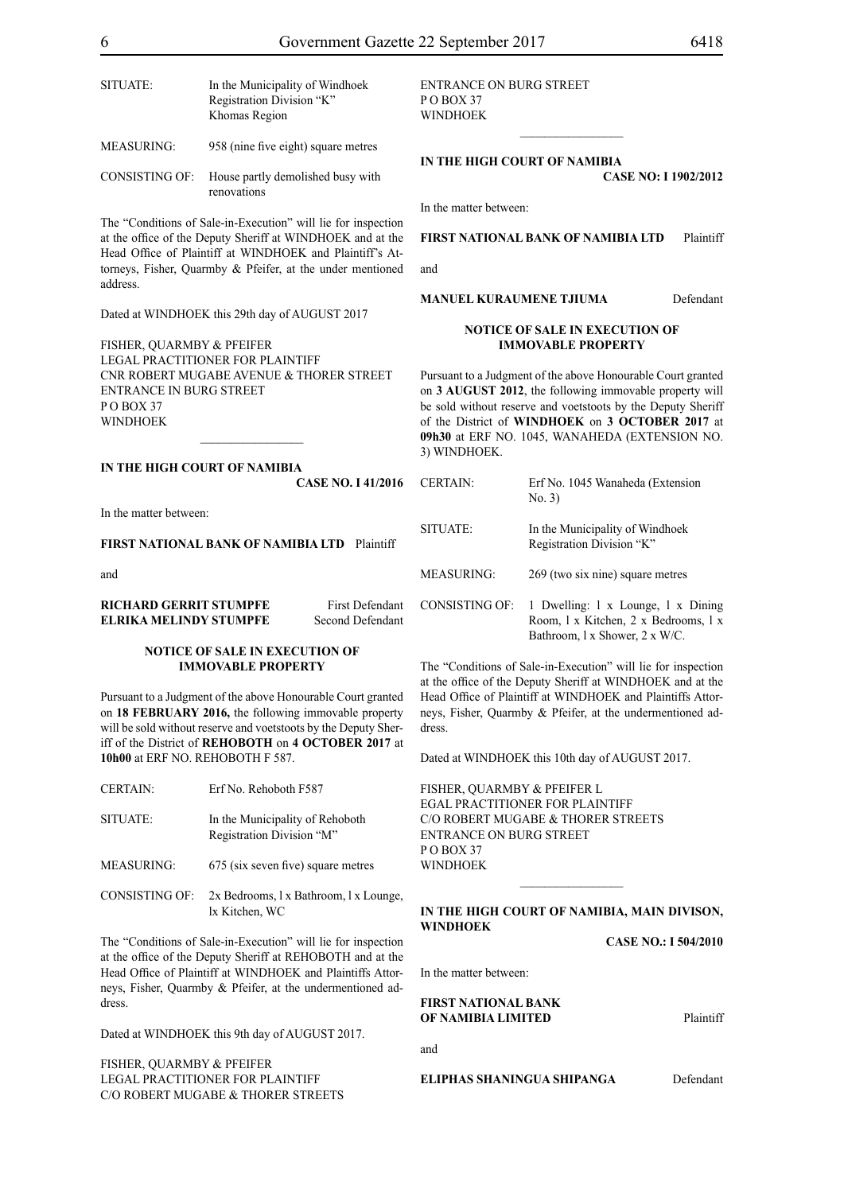| | |
|---|---|
| SITUATE: | In the Municipality of Windhoek Registration Division "K" Khomas Region |
| MEASURING: | 958 (nine five eight) square metres |
| CONSISTING OF: | House partly demolished busy with renovations |

The "Conditions of Sale-in-Execution" will lie for inspection at the office of the Deputy Sheriff at WINDHOEK and at the Head Office of Plaintiff at WINDHOEK and Plaintiff's Attorneys, Fisher, Quarmby & Pfeifer, at the under mentioned address.

Dated at WINDHOEK this 29th day of AUGUST 2017

FISHER, QUARMBY & PFEIFER
LEGAL PRACTITIONER FOR PLAINTIFF
CNR ROBERT MUGABE AVENUE & THORER STREET
ENTRANCE IN BURG STREET
P O BOX 37
WINDHOEK

________________

**IN THE HIGH COURT OF NAMIBIA**

**CASE NO. I 41/2016**

In the matter between:

**FIRST NATIONAL BANK OF NAMIBIA LTD** Plaintiff

and

**RICHARD GERRIT STUMPFE** First Defendant
**ELRIKA MELINDY STUMPFE** Second Defendant

**NOTICE OF SALE IN EXECUTION OF IMMOVABLE PROPERTY**

Pursuant to a Judgment of the above Honourable Court granted on **18 FEBRUARY 2016,** the following immovable property will be sold without reserve and voetstoots by the Deputy Sheriff of the District of **REHOBOTH** on **4 OCTOBER 2017** at **10h00** at ERF NO. REHOBOTH F 587.

| | |
|---|---|
| CERTAIN: | Erf No. Rehoboth F587 |
| SITUATE: | In the Municipality of Rehoboth Registration Division "M" |
| MEASURING: | 675 (six seven five) square metres |
| CONSISTING OF: | 2x Bedrooms, l x Bathroom, l x Lounge, lx Kitchen, WC |

The "Conditions of Sale-in-Execution" will lie for inspection at the office of the Deputy Sheriff at REHOBOTH and at the Head Office of Plaintiff at WINDHOEK and Plaintiffs Attorneys, Fisher, Quarmby & Pfeifer, at the undermentioned address.

Dated at WINDHOEK this 9th day of AUGUST 2017.

FISHER, QUARMBY & PFEIFER
LEGAL PRACTITIONER FOR PLAINTIFF
C/O ROBERT MUGABE & THORER STREETS
ENTRANCE ON BURG STREET
P O BOX 37
WINDHOEK

________________

**IN THE HIGH COURT OF NAMIBIA**

**CASE NO: I 1902/2012**

In the matter between:

**FIRST NATIONAL BANK OF NAMIBIA LTD** Plaintiff

and

**MANUEL KURAUMENE TJIUMA** Defendant

**NOTICE OF SALE IN EXECUTION OF IMMOVABLE PROPERTY**

Pursuant to a Judgment of the above Honourable Court granted on **3 AUGUST 2012**, the following immovable property will be sold without reserve and voetstoots by the Deputy Sheriff of the District of **WINDHOEK** on **3 OCTOBER 2017** at **09h30** at ERF NO. 1045, WANAHEDA (EXTENSION NO. 3) WINDHOEK.

| | |
|---|---|
| CERTAIN: | Erf No. 1045 Wanaheda (Extension No. 3) |
| SITUATE: | In the Municipality of Windhoek Registration Division "K" |
| MEASURING: | 269 (two six nine) square metres |
| CONSISTING OF: | 1 Dwelling: l x Lounge, l x Dining Room, l x Kitchen, 2 x Bedrooms, l x Bathroom, l x Shower, 2 x W/C. |

The "Conditions of Sale-in-Execution" will lie for inspection at the office of the Deputy Sheriff at WINDHOEK and at the Head Office of Plaintiff at WINDHOEK and Plaintiffs Attorneys, Fisher, Quarmby & Pfeifer, at the undermentioned address.

Dated at WINDHOEK this 10th day of AUGUST 2017.

FISHER, QUARMBY & PFEIFER L
EGAL PRACTITIONER FOR PLAINTIFF
C/O ROBERT MUGABE & THORER STREETS
ENTRANCE ON BURG STREET
P O BOX 37
WINDHOEK

________________

**IN THE HIGH COURT OF NAMIBIA, MAIN DIVISON, WINDHOEK**

**CASE NO.: I 504/2010**

In the matter between:

**FIRST NATIONAL BANK OF NAMIBIA LIMITED** Plaintiff

and

**ELIPHAS SHANINGUA SHIPANGA** Defendant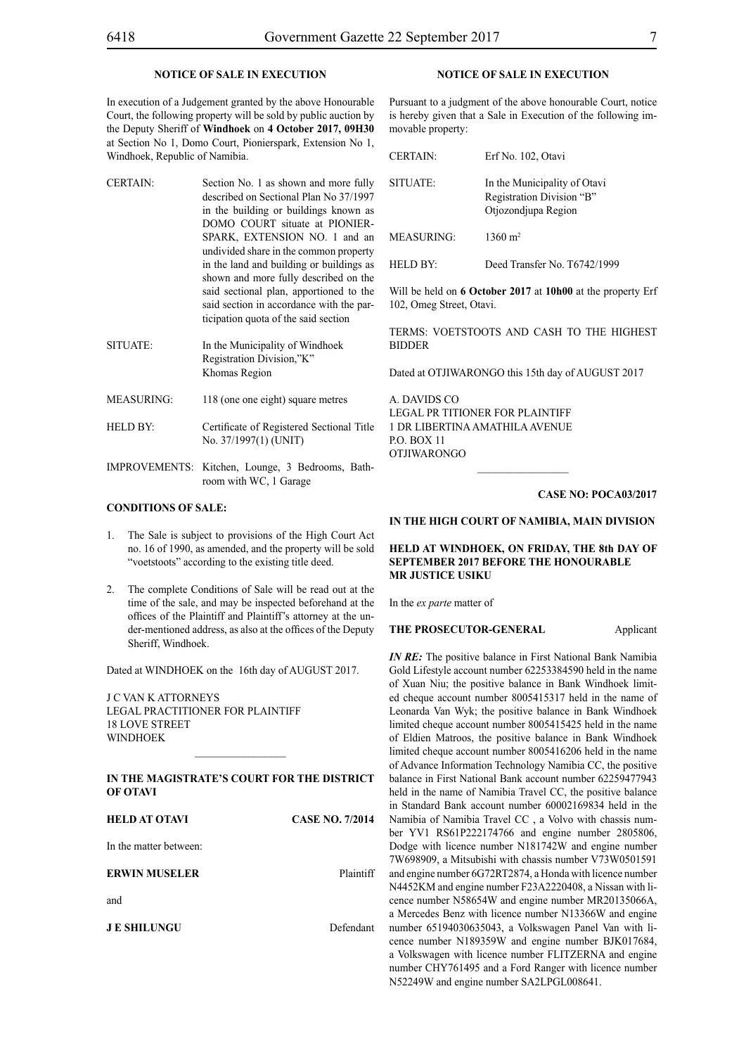## NOTICE OF SALE IN EXECUTION

In execution of a Judgement granted by the above Honourable Court, the following property will be sold by public auction by the Deputy Sheriff of **Windhoek** on **4 October 2017, 09H30** at Section No 1, Domo Court, Pionierspark, Extension No 1, Windhoek, Republic of Namibia.

| | |
|---|---|
| CERTAIN: | Section No. 1 as shown and more fully described on Sectional Plan No 37/1997 in the building or buildings known as DOMO COURT situate at PIONIERSPARK, EXTENSION NO. 1 and an undivided share in the common property in the land and building or buildings as shown and more fully described on the said sectional plan, apportioned to the said section in accordance with the participation quota of the said section |
| SITUATE: | In the Municipality of Windhoek Registration Division,"K" Khomas Region |
| MEASURING: | 118 (one one eight) square metres |
| HELD BY: | Certificate of Registered Sectional Title No. 37/1997(1) (UNIT) |
| IMPROVEMENTS: | Kitchen, Lounge, 3 Bedrooms, Bathroom with WC, 1 Garage |

**CONDITIONS OF SALE:**

1. The Sale is subject to provisions of the High Court Act no. 16 of 1990, as amended, and the property will be sold "voetstoots" according to the existing title deed.

2. The complete Conditions of Sale will be read out at the time of the sale, and may be inspected beforehand at the offices of the Plaintiff and Plaintiff's attorney at the under-mentioned address, as also at the offices of the Deputy Sheriff, Windhoek.

Dated at WINDHOEK on the 16th day of AUGUST 2017.

J C VAN K ATTORNEYS
LEGAL PRACTITIONER FOR PLAINTIFF
18 LOVE STREET
WINDHOEK

---

**IN THE MAGISTRATE'S COURT FOR THE DISTRICT OF OTAVI**

**HELD AT OTAVI** **CASE NO. 7/2014**

In the matter between:

**ERWIN MUSELER** Plaintiff

and

**J E SHILUNGU** Defendant

## NOTICE OF SALE IN EXECUTION

Pursuant to a judgment of the above honourable Court, notice is hereby given that a Sale in Execution of the following immovable property:

| | |
|---|---|
| CERTAIN: | Erf No. 102, Otavi |
| SITUATE: | In the Municipality of Otavi Registration Division "B" Otjozondjupa Region |
| MEASURING: | 1360 m² |
| HELD BY: | Deed Transfer No. T6742/1999 |

Will be held on **6 October 2017** at **10h00** at the property Erf 102, Omeg Street, Otavi.

TERMS: VOETSTOOTS AND CASH TO THE HIGHEST BIDDER

Dated at OTJIWARONGO this 15th day of AUGUST 2017

A. DAVIDS CO
LEGAL PR TITIONER FOR PLAINTIFF
1 DR LIBERTINA AMATHILA AVENUE
P.O. BOX 11
OTJIWARONGO

---

**CASE NO: POCA03/2017**

**IN THE HIGH COURT OF NAMIBIA, MAIN DIVISION**

**HELD AT WINDHOEK, ON FRIDAY, THE 8th DAY OF SEPTEMBER 2017 BEFORE THE HONOURABLE MR JUSTICE USIKU**

In the *ex parte* matter of

**THE PROSECUTOR-GENERAL** Applicant

***IN RE:*** The positive balance in First National Bank Namibia Gold Lifestyle account number 62253384590 held in the name of Xuan Niu; the positive balance in Bank Windhoek limited cheque account number 8005415317 held in the name of Leonarda Van Wyk; the positive balance in Bank Windhoek limited cheque account number 8005415425 held in the name of Eldien Matroos, the positive balance in Bank Windhoek limited cheque account number 8005416206 held in the name of Advance Information Technology Namibia CC, the positive balance in First National Bank account number 62259477943 held in the name of Namibia Travel CC, the positive balance in Standard Bank account number 60002169834 held in the Namibia of Namibia Travel CC , a Volvo with chassis number YV1 RS61P222174766 and engine number 2805806, Dodge with licence number N181742W and engine number 7W698909, a Mitsubishi with chassis number V73W0501591 and engine number 6G72RT2874, a Honda with licence number N4452KM and engine number F23A2220408, a Nissan with licence number N58654W and engine number MR20135066A, a Mercedes Benz with licence number N13366W and engine number 65194030635043, a Volkswagen Panel Van with licence number N189359W and engine number BJK017684, a Volkswagen with licence number FLITZERNA and engine number CHY761495 and a Ford Ranger with licence number N52249W and engine number SA2LPGL008641.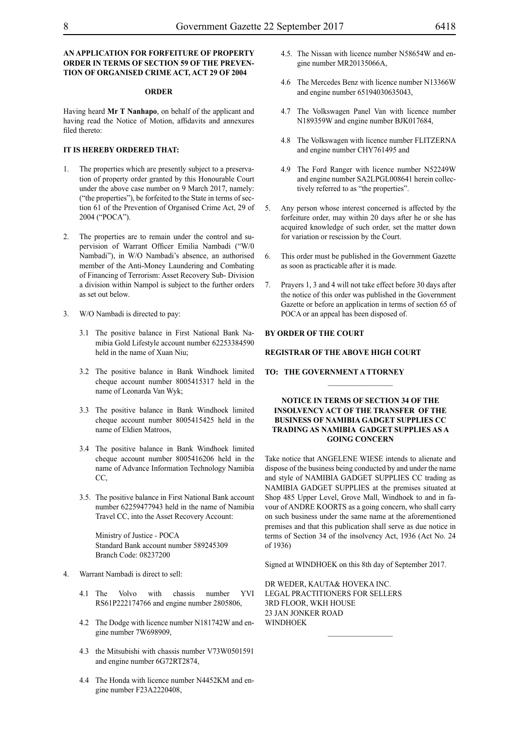**AN APPLICATION FOR FORFEITURE OF PROPERTY ORDER IN TERMS OF SECTION 59 OF THE PREVENTION OF ORGANISED CRIME ACT, ACT 29 OF 2004**

**ORDER**

Having heard **Mr T Nanhapo**, on behalf of the applicant and having read the Notice of Motion, affidavits and annexures filed thereto:

**IT IS HEREBY ORDERED THAT:**

1. The properties which are presently subject to a preservation of property order granted by this Honourable Court under the above case number on 9 March 2017, namely: ("the properties"), be forfeited to the State in terms of section 61 of the Prevention of Organised Crime Act, 29 of 2004 ("POCA").

2. The properties are to remain under the control and supervision of Warrant Officer Emilia Nambadi ("W/0 Nambadi"), in W/O Nambadi's absence, an authorised member of the Anti-Money Laundering and Combating of Financing of Terrorism: Asset Recovery Sub- Division a division within Nampol is subject to the further orders as set out below.

3. W/O Nambadi is directed to pay:

   3.1 The positive balance in First National Bank Namibia Gold Lifestyle account number 62253384590 held in the name of Xuan Niu;

   3.2 The positive balance in Bank Windhoek limited cheque account number 8005415317 held in the name of Leonarda Van Wyk;

   3.3 The positive balance in Bank Windhoek limited cheque account number 8005415425 held in the name of Eldien Matroos,

   3.4 The positive balance in Bank Windhoek limited cheque account number 8005416206 held in the name of Advance Information Technology Namibia CC,

   3.5. The positive balance in First National Bank account number 62259477943 held in the name of Namibia Travel CC, into the Asset Recovery Account:

   Ministry of Justice - POCA
   Standard Bank account number 589245309
   Branch Code: 08237200

4. Warrant Nambadi is direct to sell:

   4.1 The Volvo with chassis number YVI RS61P222174766 and engine number 2805806,

   4.2 The Dodge with licence number N181742W and engine number 7W698909,

   4.3 the Mitsubishi with chassis number V73W0501591 and engine number 6G72RT2874,

   4.4 The Honda with licence number N4452KM and engine number F23A2220408,

   4.5. The Nissan with licence number N58654W and engine number MR20135066A,

   4.6 The Mercedes Benz with licence number N13366W and engine number 65194030635043,

   4.7 The Volkswagen Panel Van with licence number N189359W and engine number BJK017684,

   4.8 The Volkswagen with licence number FLITZERNA and engine number CHY761495 and

   4.9 The Ford Ranger with licence number N52249W and engine number SA2LPGL008641 herein collectively referred to as "the properties".

5. Any person whose interest concerned is affected by the forfeiture order, may within 20 days after he or she has acquired knowledge of such order, set the matter down for variation or rescission by the Court.

6. This order must be published in the Government Gazette as soon as practicable after it is made.

7. Prayers 1, 3 and 4 will not take effect before 30 days after the notice of this order was published in the Government Gazette or before an application in terms of section 65 of POCA or an appeal has been disposed of.

**BY ORDER OF THE COURT**

**REGISTRAR OF THE ABOVE HIGH COURT**

**TO: THE GOVERNMENT A TTORNEY**

---

**NOTICE IN TERMS OF SECTION 34 OF THE INSOLVENCY ACT OF THE TRANSFER OF THE BUSINESS OF NAMIBIA GADGET SUPPLIES CC TRADING AS NAMIBIA GADGET SUPPLIES AS A GOING CONCERN**

Take notice that ANGELENE WIESE intends to alienate and dispose of the business being conducted by and under the name and style of NAMIBIA GADGET SUPPLIES CC trading as NAMIBIA GADGET SUPPLIES at the premises situated at Shop 485 Upper Level, Grove Mall, Windhoek to and in favour of ANDRE KOORTS as a going concern, who shall carry on such business under the same name at the aforementioned premises and that this publication shall serve as due notice in terms of Section 34 of the insolvency Act, 1936 (Act No. 24 of 1936)

Signed at WINDHOEK on this 8th day of September 2017.

DR WEDER, KAUTA& HOVEKA INC.
LEGAL PRACTITIONERS FOR SELLERS
3RD FLOOR, WKH HOUSE
23 JAN JONKER ROAD
WINDHOEK

---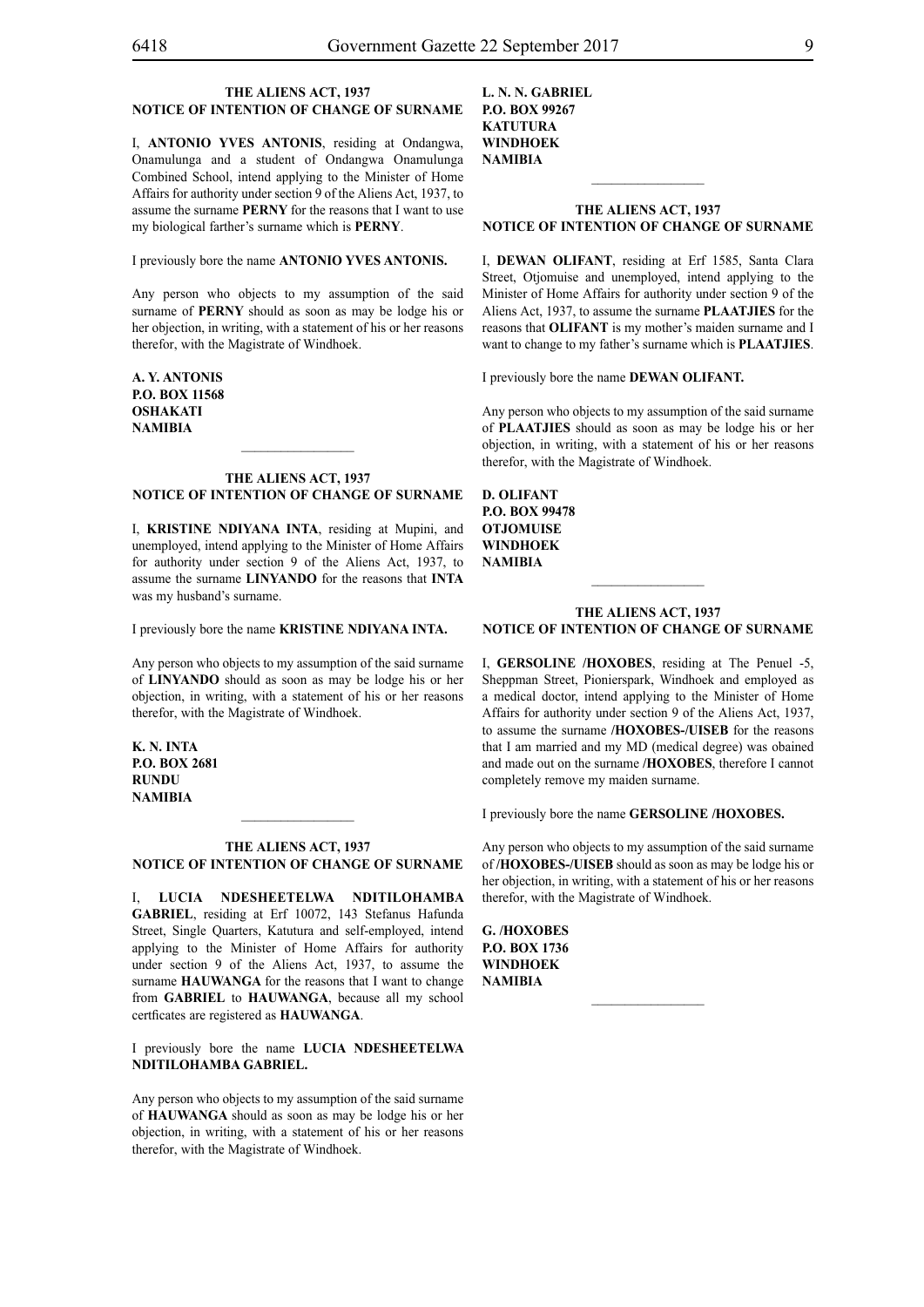**THE ALIENS ACT, 1937**
**NOTICE OF INTENTION OF CHANGE OF SURNAME**

I, **ANTONIO YVES ANTONIS**, residing at Ondangwa, Onamulunga and a student of Ondangwa Onamulunga Combined School, intend applying to the Minister of Home Affairs for authority under section 9 of the Aliens Act, 1937, to assume the surname **PERNY** for the reasons that I want to use my biological farther's surname which is **PERNY**.

I previously bore the name **ANTONIO YVES ANTONIS.**

Any person who objects to my assumption of the said surname of **PERNY** should as soon as may be lodge his or her objection, in writing, with a statement of his or her reasons therefor, with the Magistrate of Windhoek.

**A. Y. ANTONIS**
**P.O. BOX 11568**
**OSHAKATI**
**NAMIBIA**

---

**THE ALIENS ACT, 1937**
**NOTICE OF INTENTION OF CHANGE OF SURNAME**

I, **KRISTINE NDIYANA INTA**, residing at Mupini, and unemployed, intend applying to the Minister of Home Affairs for authority under section 9 of the Aliens Act, 1937, to assume the surname **LINYANDO** for the reasons that **INTA** was my husband's surname.

I previously bore the name **KRISTINE NDIYANA INTA.**

Any person who objects to my assumption of the said surname of **LINYANDO** should as soon as may be lodge his or her objection, in writing, with a statement of his or her reasons therefor, with the Magistrate of Windhoek.

**K. N. INTA**
**P.O. BOX 2681**
**RUNDU**
**NAMIBIA**

---

**THE ALIENS ACT, 1937**
**NOTICE OF INTENTION OF CHANGE OF SURNAME**

I, **LUCIA NDESHEETELWA NDITILOHAMBA GABRIEL**, residing at Erf 10072, 143 Stefanus Hafunda Street, Single Quarters, Katutura and self-employed, intend applying to the Minister of Home Affairs for authority under section 9 of the Aliens Act, 1937, to assume the surname **HAUWANGA** for the reasons that I want to change from **GABRIEL** to **HAUWANGA**, because all my school certficates are registered as **HAUWANGA**.

I previously bore the name **LUCIA NDESHEETELWA NDITILOHAMBA GABRIEL.**

Any person who objects to my assumption of the said surname of **HAUWANGA** should as soon as may be lodge his or her objection, in writing, with a statement of his or her reasons therefor, with the Magistrate of Windhoek.

**L. N. N. GABRIEL**
**P.O. BOX 99267**
**KATUTURA**
**WINDHOEK**
**NAMIBIA**

---

**THE ALIENS ACT, 1937**
**NOTICE OF INTENTION OF CHANGE OF SURNAME**

I, **DEWAN OLIFANT**, residing at Erf 1585, Santa Clara Street, Otjomuise and unemployed, intend applying to the Minister of Home Affairs for authority under section 9 of the Aliens Act, 1937, to assume the surname **PLAATJIES** for the reasons that **OLIFANT** is my mother's maiden surname and I want to change to my father's surname which is **PLAATJIES**.

I previously bore the name **DEWAN OLIFANT.**

Any person who objects to my assumption of the said surname of **PLAATJIES** should as soon as may be lodge his or her objection, in writing, with a statement of his or her reasons therefor, with the Magistrate of Windhoek.

**D. OLIFANT**
**P.O. BOX 99478**
**OTJOMUISE**
**WINDHOEK**
**NAMIBIA**

---

**THE ALIENS ACT, 1937**
**NOTICE OF INTENTION OF CHANGE OF SURNAME**

I, **GERSOLINE /HOXOBES**, residing at The Penuel -5, Sheppman Street, Pionierspark, Windhoek and employed as a medical doctor, intend applying to the Minister of Home Affairs for authority under section 9 of the Aliens Act, 1937, to assume the surname **/HOXOBES-/UISEB** for the reasons that I am married and my MD (medical degree) was obained and made out on the surname **/HOXOBES**, therefore I cannot completely remove my maiden surname.

I previously bore the name **GERSOLINE /HOXOBES.**

Any person who objects to my assumption of the said surname of **/HOXOBES-/UISEB** should as soon as may be lodge his or her objection, in writing, with a statement of his or her reasons therefor, with the Magistrate of Windhoek.

**G. /HOXOBES**
**P.O. BOX 1736**
**WINDHOEK**
**NAMIBIA**

---